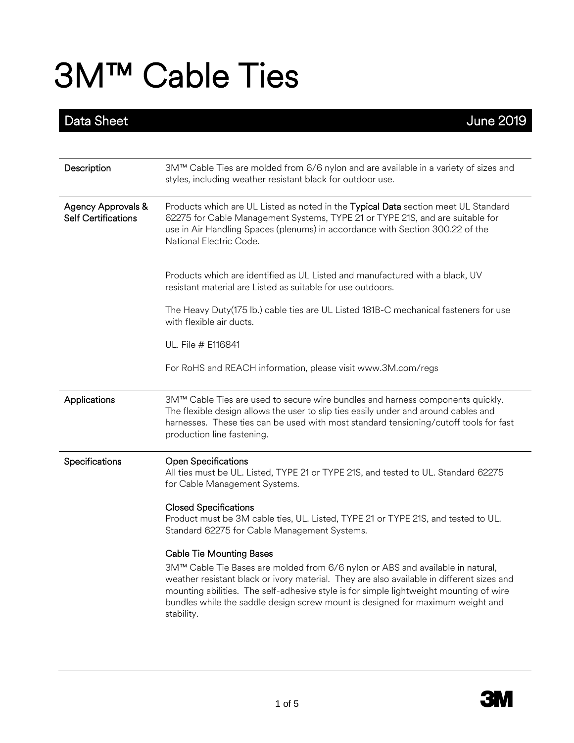# 3M™ Cable Ties

**Data Sheet** June 2019

**Description**

3M™ Cable Ties are molded from 6/6 nylon and are available in a variety of sizes and styles, including weather resistant black for outdoor use.

**Agency Approvals & Self Certifications**

Products which are UL Listed as noted in the **Typical Data** section meet UL Standard 62275 for Cable Management Systems, TYPE 21 or TYPE 21S, and are suitable for use in Air Handling Spaces (plenums) in accordance with Section 300.22 of the National Electric Code.

Products which are identified as UL Listed and manufactured with a black, UV resistant material are Listed as suitable for use outdoors.

The Heavy Duty(175 lb.) cable ties are UL Listed 181B-C mechanical fasteners for use with flexible air ducts.

UL. File # E116841

For RoHS and REACH information, please visit www.3M.com/regs

**Applications**

3M™ Cable Ties are used to secure wire bundles and harness components quickly. The flexible design allows the user to slip ties easily under and around cables and harnesses. These ties can be used with most standard tensioning/cutoff tools for fast production line fastening.

**Specifications**

**Open Specifications**
All ties must be UL. Listed, TYPE 21 or TYPE 21S, and tested to UL. Standard 62275 for Cable Management Systems.

**Closed Specifications**
Product must be 3M cable ties, UL. Listed, TYPE 21 or TYPE 21S, and tested to UL. Standard 62275 for Cable Management Systems.

**Cable Tie Mounting Bases**
3M™ Cable Tie Bases are molded from 6/6 nylon or ABS and available in natural, weather resistant black or ivory material. They are also available in different sizes and mounting abilities. The self-adhesive style is for simple lightweight mounting of wire bundles while the saddle design screw mount is designed for maximum weight and stability.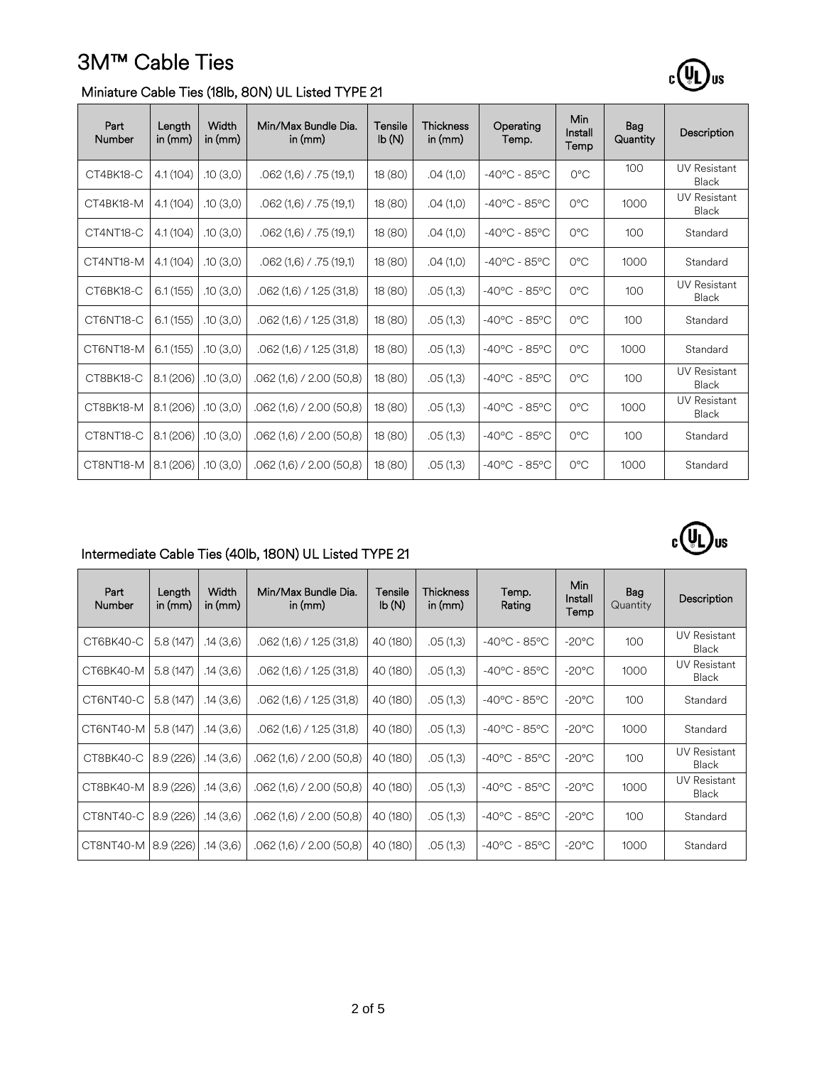# 3M™ Cable Ties

## Miniature Cable Ties (18lb, 80N) UL Listed TYPE 21

| Part Number | Length in (mm) | Width in (mm) | Min/Max Bundle Dia. in (mm) | Tensile lb (N) | Thickness in (mm) | Operating Temp. | Min Install Temp | Bag Quantity | Description |
|---|---|---|---|---|---|---|---|---|---|
| CT4BK18-C | 4.1 (104) | .10 (3,0) | .062 (1,6) / .75 (19,1) | 18 (80) | .04 (1,0) | -40°C - 85°C | 0°C | 100 | UV Resistant Black |
| CT4BK18-M | 4.1 (104) | .10 (3,0) | .062 (1,6) / .75 (19,1) | 18 (80) | .04 (1,0) | -40°C - 85°C | 0°C | 1000 | UV Resistant Black |
| CT4NT18-C | 4.1 (104) | .10 (3,0) | .062 (1,6) / .75 (19,1) | 18 (80) | .04 (1,0) | -40°C - 85°C | 0°C | 100 | Standard |
| CT4NT18-M | 4.1 (104) | .10 (3,0) | .062 (1,6) / .75 (19,1) | 18 (80) | .04 (1,0) | -40°C - 85°C | 0°C | 1000 | Standard |
| CT6BK18-C | 6.1 (155) | .10 (3,0) | .062 (1,6) / 1.25 (31,8) | 18 (80) | .05 (1,3) | -40°C - 85°C | 0°C | 100 | UV Resistant Black |
| CT6NT18-C | 6.1 (155) | .10 (3,0) | .062 (1,6) / 1.25 (31,8) | 18 (80) | .05 (1,3) | -40°C - 85°C | 0°C | 100 | Standard |
| CT6NT18-M | 6.1 (155) | .10 (3,0) | .062 (1,6) / 1.25 (31,8) | 18 (80) | .05 (1,3) | -40°C - 85°C | 0°C | 1000 | Standard |
| CT8BK18-C | 8.1 (206) | .10 (3,0) | .062 (1,6) / 2.00 (50,8) | 18 (80) | .05 (1,3) | -40°C - 85°C | 0°C | 100 | UV Resistant Black |
| CT8BK18-M | 8.1 (206) | .10 (3,0) | .062 (1,6) / 2.00 (50,8) | 18 (80) | .05 (1,3) | -40°C - 85°C | 0°C | 1000 | UV Resistant Black |
| CT8NT18-C | 8.1 (206) | .10 (3,0) | .062 (1,6) / 2.00 (50,8) | 18 (80) | .05 (1,3) | -40°C - 85°C | 0°C | 100 | Standard |
| CT8NT18-M | 8.1 (206) | .10 (3,0) | .062 (1,6) / 2.00 (50,8) | 18 (80) | .05 (1,3) | -40°C - 85°C | 0°C | 1000 | Standard |

## Intermediate Cable Ties (40lb, 180N) UL Listed TYPE 21

| Part Number | Length in (mm) | Width in (mm) | Min/Max Bundle Dia. in (mm) | Tensile lb (N) | Thickness in (mm) | Temp. Rating | Min Install Temp | Bag Quantity | Description |
|---|---|---|---|---|---|---|---|---|---|
| CT6BK40-C | 5.8 (147) | .14 (3,6) | .062 (1,6) / 1.25 (31,8) | 40 (180) | .05 (1,3) | -40°C - 85°C | -20°C | 100 | UV Resistant Black |
| CT6BK40-M | 5.8 (147) | .14 (3,6) | .062 (1,6) / 1.25 (31,8) | 40 (180) | .05 (1,3) | -40°C - 85°C | -20°C | 1000 | UV Resistant Black |
| CT6NT40-C | 5.8 (147) | .14 (3,6) | .062 (1,6) / 1.25 (31,8) | 40 (180) | .05 (1,3) | -40°C - 85°C | -20°C | 100 | Standard |
| CT6NT40-M | 5.8 (147) | .14 (3,6) | .062 (1,6) / 1.25 (31,8) | 40 (180) | .05 (1,3) | -40°C - 85°C | -20°C | 1000 | Standard |
| CT8BK40-C | 8.9 (226) | .14 (3,6) | .062 (1,6) / 2.00 (50,8) | 40 (180) | .05 (1,3) | -40°C - 85°C | -20°C | 100 | UV Resistant Black |
| CT8BK40-M | 8.9 (226) | .14 (3,6) | .062 (1,6) / 2.00 (50,8) | 40 (180) | .05 (1,3) | -40°C - 85°C | -20°C | 1000 | UV Resistant Black |
| CT8NT40-C | 8.9 (226) | .14 (3,6) | .062 (1,6) / 2.00 (50,8) | 40 (180) | .05 (1,3) | -40°C - 85°C | -20°C | 100 | Standard |
| CT8NT40-M | 8.9 (226) | .14 (3,6) | .062 (1,6) / 2.00 (50,8) | 40 (180) | .05 (1,3) | -40°C - 85°C | -20°C | 1000 | Standard |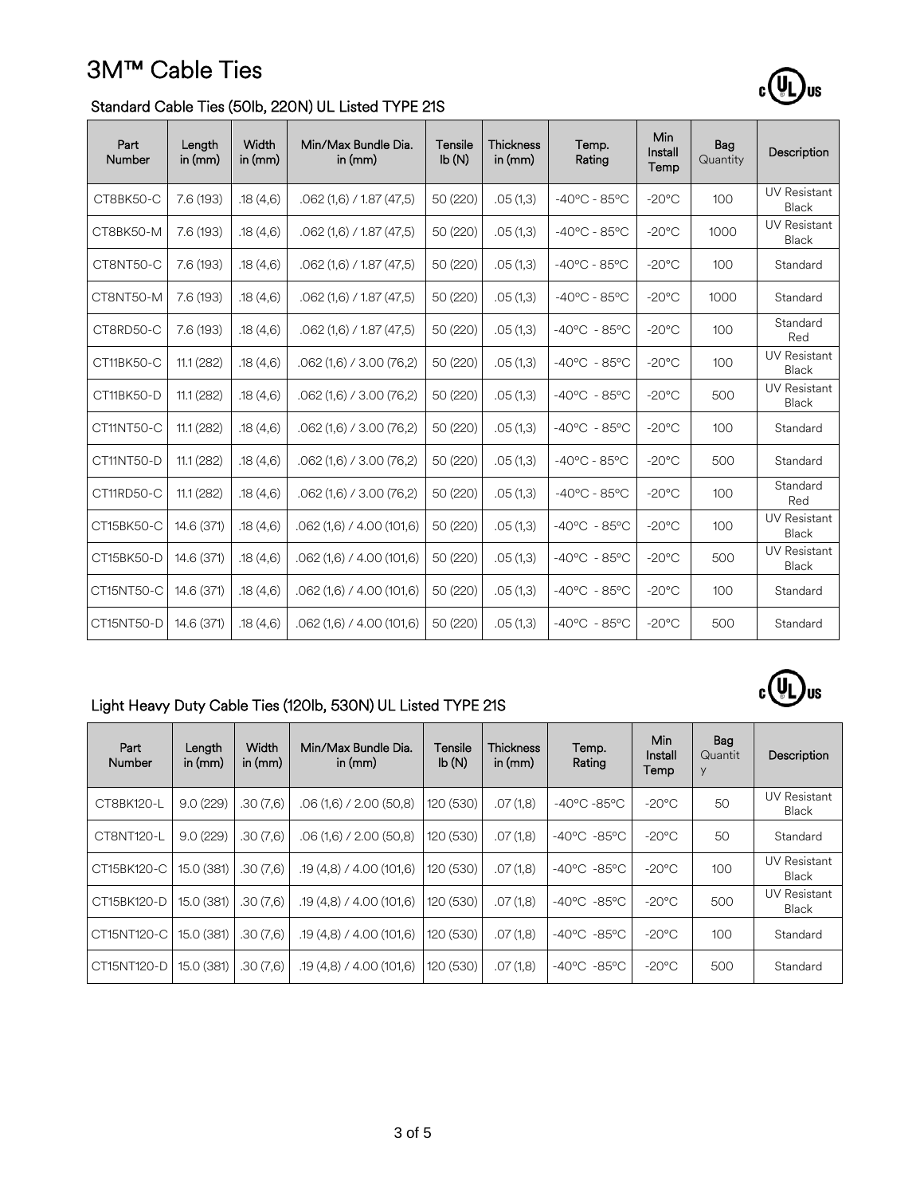# 3M™ Cable Ties

## Standard Cable Ties (50lb, 220N) UL Listed TYPE 21S

| Part Number | Length in (mm) | Width in (mm) | Min/Max Bundle Dia. in (mm) | Tensile lb (N) | Thickness in (mm) | Temp. Rating | Min Install Temp | Bag Quantity | Description |
|---|---|---|---|---|---|---|---|---|---|
| CT8BK50-C | 7.6 (193) | .18 (4,6) | .062 (1,6) / 1.87 (47,5) | 50 (220) | .05 (1,3) | -40°C - 85°C | -20°C | 100 | UV Resistant Black |
| CT8BK50-M | 7.6 (193) | .18 (4,6) | .062 (1,6) / 1.87 (47,5) | 50 (220) | .05 (1,3) | -40°C - 85°C | -20°C | 1000 | UV Resistant Black |
| CT8NT50-C | 7.6 (193) | .18 (4,6) | .062 (1,6) / 1.87 (47,5) | 50 (220) | .05 (1,3) | -40°C - 85°C | -20°C | 100 | Standard |
| CT8NT50-M | 7.6 (193) | .18 (4,6) | .062 (1,6) / 1.87 (47,5) | 50 (220) | .05 (1,3) | -40°C - 85°C | -20°C | 1000 | Standard |
| CT8RD50-C | 7.6 (193) | .18 (4,6) | .062 (1,6) / 1.87 (47,5) | 50 (220) | .05 (1,3) | -40°C - 85°C | -20°C | 100 | Standard Red |
| CT11BK50-C | 11.1 (282) | .18 (4,6) | .062 (1,6) / 3.00 (76,2) | 50 (220) | .05 (1,3) | -40°C - 85°C | -20°C | 100 | UV Resistant Black |
| CT11BK50-D | 11.1 (282) | .18 (4,6) | .062 (1,6) / 3.00 (76,2) | 50 (220) | .05 (1,3) | -40°C - 85°C | -20°C | 500 | UV Resistant Black |
| CT11NT50-C | 11.1 (282) | .18 (4,6) | .062 (1,6) / 3.00 (76,2) | 50 (220) | .05 (1,3) | -40°C - 85°C | -20°C | 100 | Standard |
| CT11NT50-D | 11.1 (282) | .18 (4,6) | .062 (1,6) / 3.00 (76,2) | 50 (220) | .05 (1,3) | -40°C - 85°C | -20°C | 500 | Standard |
| CT11RD50-C | 11.1 (282) | .18 (4,6) | .062 (1,6) / 3.00 (76,2) | 50 (220) | .05 (1,3) | -40°C - 85°C | -20°C | 100 | Standard Red |
| CT15BK50-C | 14.6 (371) | .18 (4,6) | .062 (1,6) / 4.00 (101,6) | 50 (220) | .05 (1,3) | -40°C - 85°C | -20°C | 100 | UV Resistant Black |
| CT15BK50-D | 14.6 (371) | .18 (4,6) | .062 (1,6) / 4.00 (101,6) | 50 (220) | .05 (1,3) | -40°C - 85°C | -20°C | 500 | UV Resistant Black |
| CT15NT50-C | 14.6 (371) | .18 (4,6) | .062 (1,6) / 4.00 (101,6) | 50 (220) | .05 (1,3) | -40°C - 85°C | -20°C | 100 | Standard |
| CT15NT50-D | 14.6 (371) | .18 (4,6) | .062 (1,6) / 4.00 (101,6) | 50 (220) | .05 (1,3) | -40°C - 85°C | -20°C | 500 | Standard |

## Light Heavy Duty Cable Ties (120lb, 530N) UL Listed TYPE 21S

| Part Number | Length in (mm) | Width in (mm) | Min/Max Bundle Dia. in (mm) | Tensile lb (N) | Thickness in (mm) | Temp. Rating | Min Install Temp | Bag Quantity | Description |
|---|---|---|---|---|---|---|---|---|---|
| CT8BK120-L | 9.0 (229) | .30 (7,6) | .06 (1,6) / 2.00 (50,8) | 120 (530) | .07 (1,8) | -40°C -85°C | -20°C | 50 | UV Resistant Black |
| CT8NT120-L | 9.0 (229) | .30 (7,6) | .06 (1,6) / 2.00 (50,8) | 120 (530) | .07 (1,8) | -40°C -85°C | -20°C | 50 | Standard |
| CT15BK120-C | 15.0 (381) | .30 (7,6) | .19 (4,8) / 4.00 (101,6) | 120 (530) | .07 (1,8) | -40°C -85°C | -20°C | 100 | UV Resistant Black |
| CT15BK120-D | 15.0 (381) | .30 (7,6) | .19 (4,8) / 4.00 (101,6) | 120 (530) | .07 (1,8) | -40°C -85°C | -20°C | 500 | UV Resistant Black |
| CT15NT120-C | 15.0 (381) | .30 (7,6) | .19 (4,8) / 4.00 (101,6) | 120 (530) | .07 (1,8) | -40°C -85°C | -20°C | 100 | Standard |
| CT15NT120-D | 15.0 (381) | .30 (7,6) | .19 (4,8) / 4.00 (101,6) | 120 (530) | .07 (1,8) | -40°C -85°C | -20°C | 500 | Standard |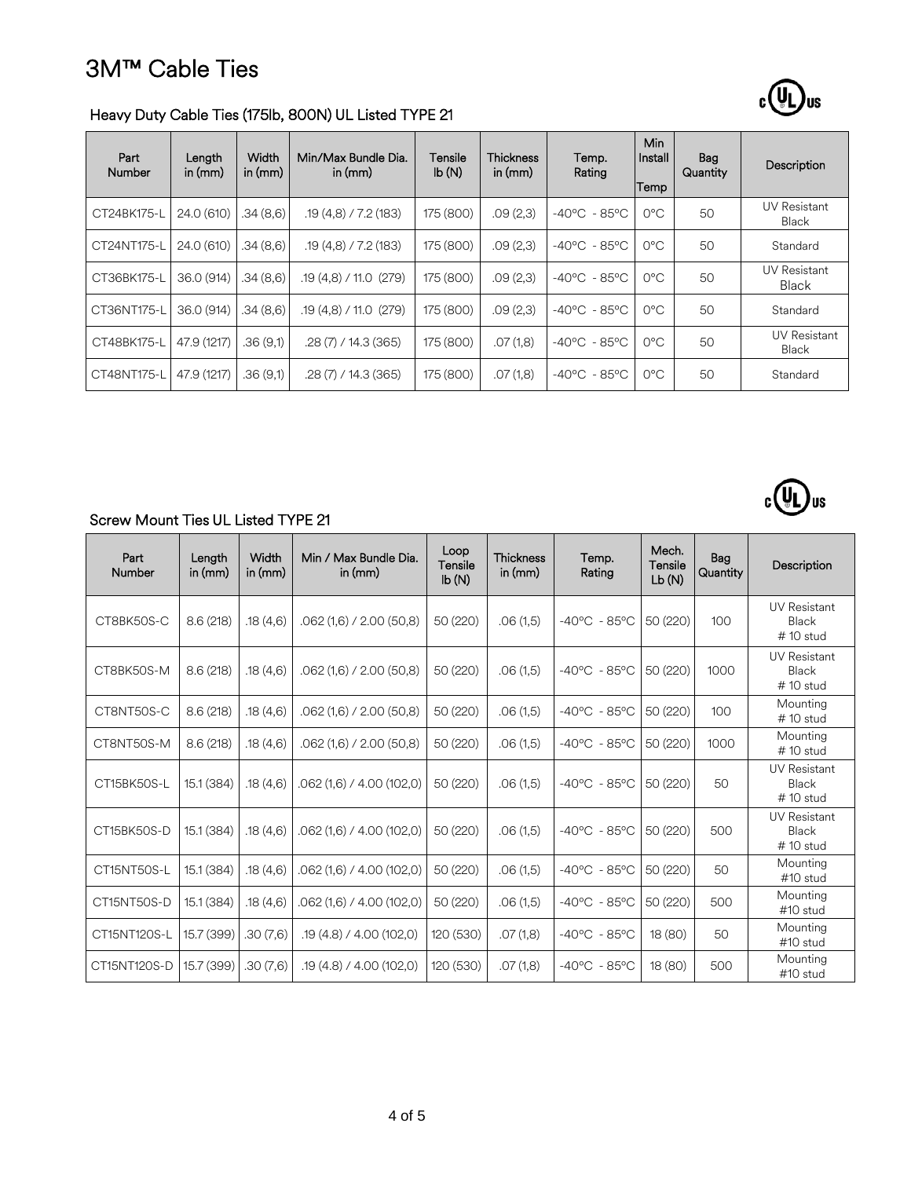# 3M™ Cable Ties

## Heavy Duty Cable Ties (175lb, 800N) UL Listed TYPE 21

| Part Number | Length in (mm) | Width in (mm) | Min/Max Bundle Dia. in (mm) | Tensile lb (N) | Thickness in (mm) | Temp. Rating | Min Install Temp | Bag Quantity | Description |
|---|---|---|---|---|---|---|---|---|---|
| CT24BK175-L | 24.0 (610) | .34 (8,6) | .19 (4,8) / 7.2 (183) | 175 (800) | .09 (2,3) | -40ºC - 85ºC | 0ºC | 50 | UV Resistant Black |
| CT24NT175-L | 24.0 (610) | .34 (8,6) | .19 (4,8) / 7.2 (183) | 175 (800) | .09 (2,3) | -40ºC - 85ºC | 0ºC | 50 | Standard |
| CT36BK175-L | 36.0 (914) | .34 (8,6) | .19 (4,8) / 11.0 (279) | 175 (800) | .09 (2,3) | -40ºC - 85ºC | 0ºC | 50 | UV Resistant Black |
| CT36NT175-L | 36.0 (914) | .34 (8,6) | .19 (4,8) / 11.0 (279) | 175 (800) | .09 (2,3) | -40ºC - 85ºC | 0ºC | 50 | Standard |
| CT48BK175-L | 47.9 (1217) | .36 (9,1) | .28 (7) / 14.3 (365) | 175 (800) | .07 (1,8) | -40ºC - 85ºC | 0ºC | 50 | UV Resistant Black |
| CT48NT175-L | 47.9 (1217) | .36 (9,1) | .28 (7) / 14.3 (365) | 175 (800) | .07 (1,8) | -40ºC - 85ºC | 0ºC | 50 | Standard |

## Screw Mount Ties UL Listed TYPE 21

| Part Number | Length in (mm) | Width in (mm) | Min / Max Bundle Dia. in (mm) | Loop Tensile lb (N) | Thickness in (mm) | Temp. Rating | Mech. Tensile Lb (N) | Bag Quantity | Description |
|---|---|---|---|---|---|---|---|---|---|
| CT8BK50S-C | 8.6 (218) | .18 (4,6) | .062 (1,6) / 2.00 (50,8) | 50 (220) | .06 (1,5) | -40ºC - 85ºC | 50 (220) | 100 | UV Resistant Black # 10 stud |
| CT8BK50S-M | 8.6 (218) | .18 (4,6) | .062 (1,6) / 2.00 (50,8) | 50 (220) | .06 (1,5) | -40ºC - 85ºC | 50 (220) | 1000 | UV Resistant Black # 10 stud |
| CT8NT50S-C | 8.6 (218) | .18 (4,6) | .062 (1,6) / 2.00 (50,8) | 50 (220) | .06 (1,5) | -40ºC - 85ºC | 50 (220) | 100 | Mounting # 10 stud |
| CT8NT50S-M | 8.6 (218) | .18 (4,6) | .062 (1,6) / 2.00 (50,8) | 50 (220) | .06 (1,5) | -40ºC - 85ºC | 50 (220) | 1000 | Mounting # 10 stud |
| CT15BK50S-L | 15.1 (384) | .18 (4,6) | .062 (1,6) / 4.00 (102,0) | 50 (220) | .06 (1,5) | -40ºC - 85ºC | 50 (220) | 50 | UV Resistant Black # 10 stud |
| CT15BK50S-D | 15.1 (384) | .18 (4,6) | .062 (1,6) / 4.00 (102,0) | 50 (220) | .06 (1,5) | -40ºC - 85ºC | 50 (220) | 500 | UV Resistant Black # 10 stud |
| CT15NT50S-L | 15.1 (384) | .18 (4,6) | .062 (1,6) / 4.00 (102,0) | 50 (220) | .06 (1,5) | -40ºC - 85ºC | 50 (220) | 50 | Mounting #10 stud |
| CT15NT50S-D | 15.1 (384) | .18 (4,6) | .062 (1,6) / 4.00 (102,0) | 50 (220) | .06 (1,5) | -40ºC - 85ºC | 50 (220) | 500 | Mounting #10 stud |
| CT15NT120S-L | 15.7 (399) | .30 (7,6) | .19 (4.8) / 4.00 (102,0) | 120 (530) | .07 (1,8) | -40ºC - 85ºC | 18 (80) | 50 | Mounting #10 stud |
| CT15NT120S-D | 15.7 (399) | .30 (7,6) | .19 (4.8) / 4.00 (102,0) | 120 (530) | .07 (1,8) | -40ºC - 85ºC | 18 (80) | 500 | Mounting #10 stud |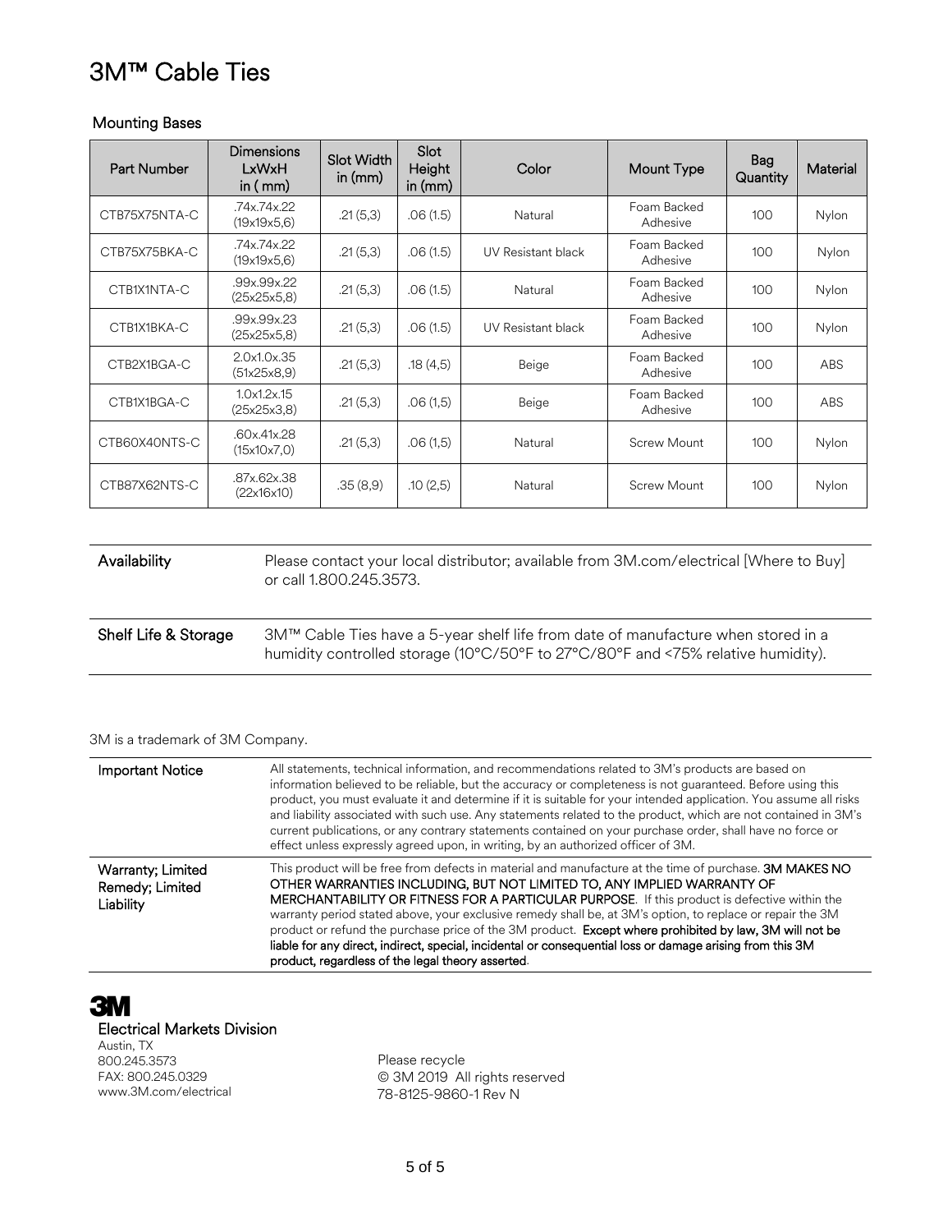# 3M™ Cable Ties

## Mounting Bases

| Part Number | Dimensions LxWxH in ( mm) | Slot Width in (mm) | Slot Height in (mm) | Color | Mount Type | Bag Quantity | Material |
|---|---|---|---|---|---|---|---|
| CTB75X75NTA-C | .74x.74x.22 (19x19x5,6) | .21 (5,3) | .06 (1.5) | Natural | Foam Backed Adhesive | 100 | Nylon |
| CTB75X75BKA-C | .74x.74x.22 (19x19x5,6) | .21 (5,3) | .06 (1.5) | UV Resistant black | Foam Backed Adhesive | 100 | Nylon |
| CTB1X1NTA-C | .99x.99x.22 (25x25x5,8) | .21 (5,3) | .06 (1.5) | Natural | Foam Backed Adhesive | 100 | Nylon |
| CTB1X1BKA-C | .99x.99x.23 (25x25x5,8) | .21 (5,3) | .06 (1.5) | UV Resistant black | Foam Backed Adhesive | 100 | Nylon |
| CTB2X1BGA-C | 2.0x1.0x.35 (51x25x8,9) | .21 (5,3) | .18 (4,5) | Beige | Foam Backed Adhesive | 100 | ABS |
| CTB1X1BGA-C | 1.0x1.2x.15 (25x25x3,8) | .21 (5,3) | .06 (1,5) | Beige | Foam Backed Adhesive | 100 | ABS |
| CTB60X40NTS-C | .60x.41x.28 (15x10x7,0) | .21 (5,3) | .06 (1,5) | Natural | Screw Mount | 100 | Nylon |
| CTB87X62NTS-C | .87x.62x.38 (22x16x10) | .35 (8,9) | .10 (2,5) | Natural | Screw Mount | 100 | Nylon |

| | |
|---|---|
| **Availability** | Please contact your local distributor; available from 3M.com/electrical [Where to Buy] or call 1.800.245.3573. |
| **Shelf Life & Storage** | 3M™ Cable Ties have a 5-year shelf life from date of manufacture when stored in a humidity controlled storage (10°C/50°F to 27°C/80°F and <75% relative humidity). |

3M is a trademark of 3M Company.

| | |
|---|---|
| **Important Notice** | All statements, technical information, and recommendations related to 3M's products are based on information believed to be reliable, but the accuracy or completeness is not guaranteed. Before using this product, you must evaluate it and determine if it is suitable for your intended application. You assume all risks and liability associated with such use. Any statements related to the product, which are not contained in 3M's current publications, or any contrary statements contained on your purchase order, shall have no force or effect unless expressly agreed upon, in writing, by an authorized officer of 3M. |
| **Warranty; Limited Remedy; Limited Liability** | This product will be free from defects in material and manufacture at the time of purchase. **3M MAKES NO OTHER WARRANTIES INCLUDING, BUT NOT LIMITED TO, ANY IMPLIED WARRANTY OF MERCHANTABILITY OR FITNESS FOR A PARTICULAR PURPOSE**. If this product is defective within the warranty period stated above, your exclusive remedy shall be, at 3M's option, to replace or repair the 3M product or refund the purchase price of the 3M product. **Except where prohibited by law, 3M will not be liable for any direct, indirect, special, incidental or consequential loss or damage arising from this 3M product, regardless of the legal theory asserted**. |

**3M**

Electrical Markets Division
Austin, TX
800.245.3573
FAX: 800.245.0329
www.3M.com/electrical

Please recycle
© 3M 2019 All rights reserved
78-8125-9860-1 Rev N